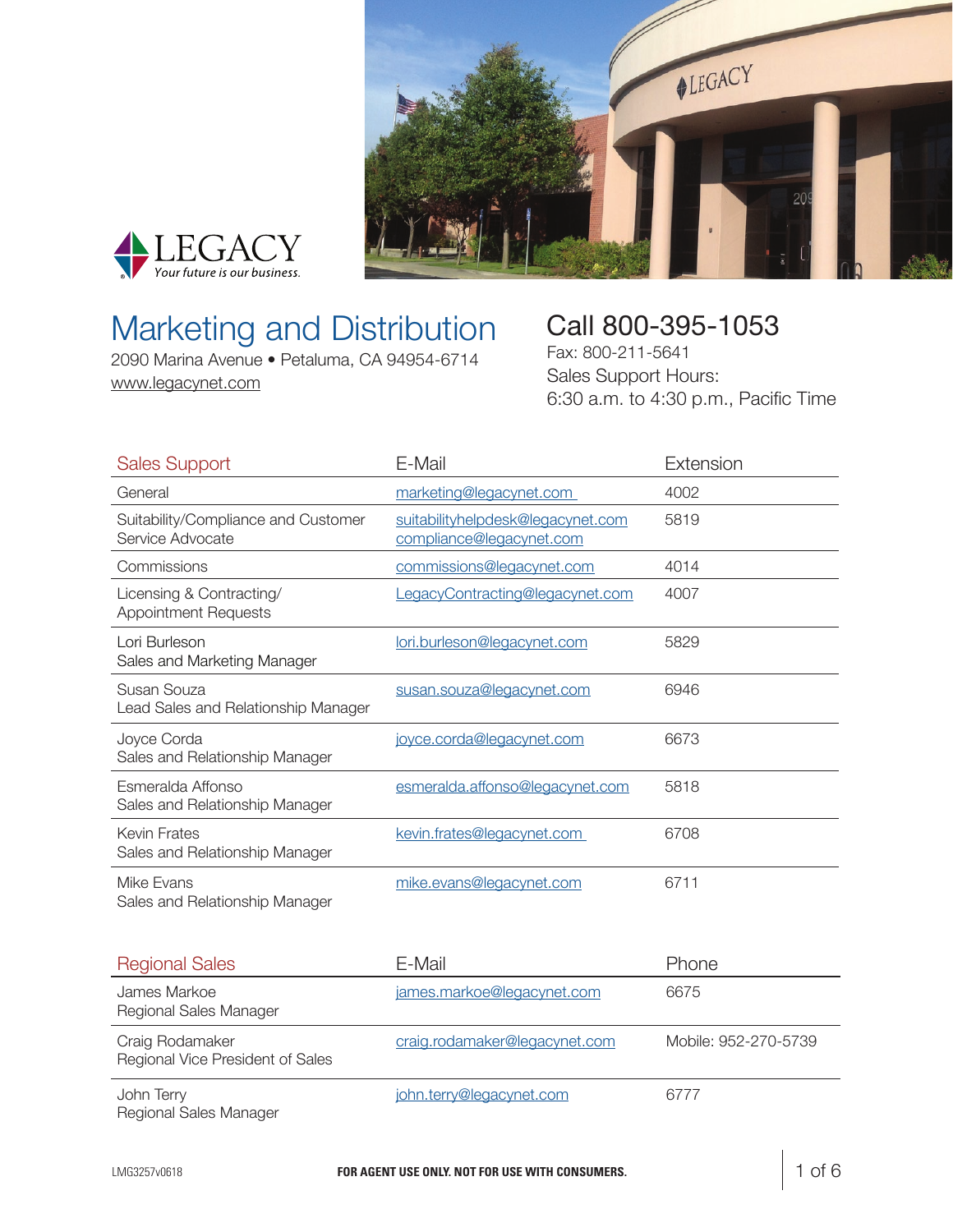LEGACY
*Your future is our business.*

# Marketing and Distribution

2090 Marina Avenue • Petaluma, CA 94954-6714
www.legacynet.com

## Call 800-395-1053

Fax: 800-211-5641
Sales Support Hours:
6:30 a.m. to 4:30 p.m., Pacific Time

| Sales Support | E-Mail | Extension |
|---|---|---|
| General | marketing@legacynet.com | 4002 |
| Suitability/Compliance and Customer Service Advocate | suitabilityhelpdesk@legacynet.com<br>compliance@legacynet.com | 5819 |
| Commissions | commissions@legacynet.com | 4014 |
| Licensing & Contracting/ Appointment Requests | LegacyContracting@legacynet.com | 4007 |
| Lori Burleson<br>Sales and Marketing Manager | lori.burleson@legacynet.com | 5829 |
| Susan Souza<br>Lead Sales and Relationship Manager | susan.souza@legacynet.com | 6946 |
| Joyce Corda<br>Sales and Relationship Manager | joyce.corda@legacynet.com | 6673 |
| Esmeralda Affonso<br>Sales and Relationship Manager | esmeralda.affonso@legacynet.com | 5818 |
| Kevin Frates<br>Sales and Relationship Manager | kevin.frates@legacynet.com | 6708 |
| Mike Evans<br>Sales and Relationship Manager | mike.evans@legacynet.com | 6711 |

| Regional Sales | E-Mail | Phone |
|---|---|---|
| James Markoe<br>Regional Sales Manager | james.markoe@legacynet.com | 6675 |
| Craig Rodamaker<br>Regional Vice President of Sales | craig.rodamaker@legacynet.com | Mobile: 952-270-5739 |
| John Terry<br>Regional Sales Manager | john.terry@legacynet.com | 6777 |

LMG3257v0618

**FOR AGENT USE ONLY. NOT FOR USE WITH CONSUMERS.**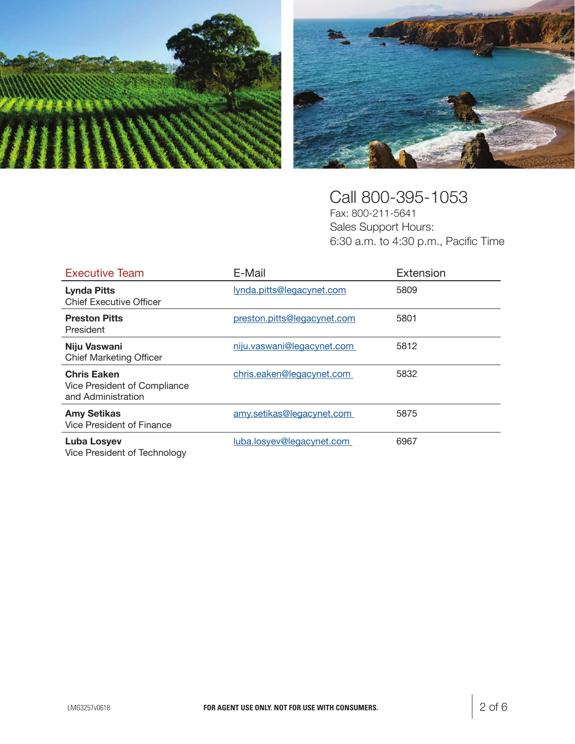Call 800-395-1053

Fax: 800-211-5641

Sales Support Hours:

6:30 a.m. to 4:30 p.m., Pacific Time

| Executive Team | E-Mail | Extension |
|---|---|---|
| **Lynda Pitts**<br>Chief Executive Officer | lynda.pitts@legacynet.com | 5809 |
| **Preston Pitts**<br>President | preston.pitts@legacynet.com | 5801 |
| **Niju Vaswani**<br>Chief Marketing Officer | niju.vaswani@legacynet.com | 5812 |
| **Chris Eaken**<br>Vice President of Compliance and Administration | chris.eaken@legacynet.com | 5832 |
| **Amy Setikas**<br>Vice President of Finance | amy.setikas@legacynet.com | 5875 |
| **Luba Losyev**<br>Vice President of Technology | luba.losyev@legacynet.com | 6967 |

LMG3257v0618

**FOR AGENT USE ONLY. NOT FOR USE WITH CONSUMERS.**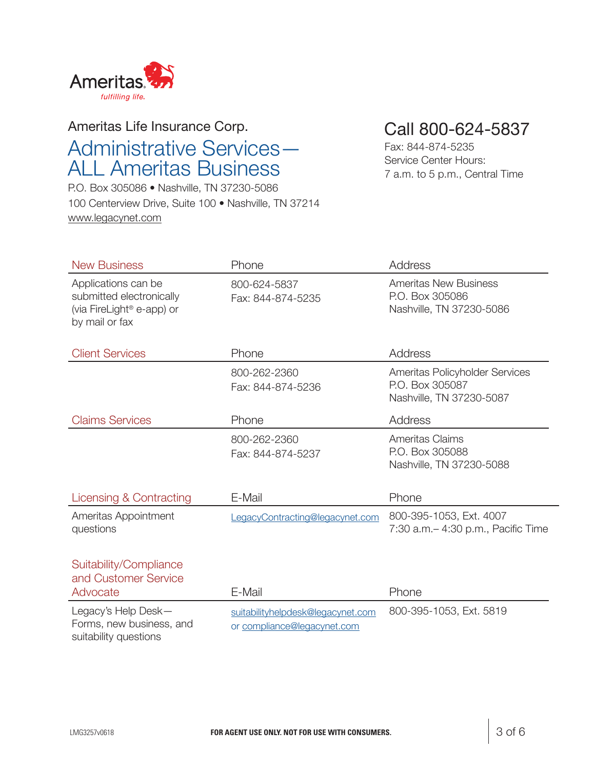Ameritas
*fulfilling life.*

Ameritas Life Insurance Corp.

# Administrative Services— ALL Ameritas Business

P.O. Box 305086 • Nashville, TN 37230-5086
100 Centerview Drive, Suite 100 • Nashville, TN 37214
www.legacynet.com

## Call 800-624-5837

Fax: 844-874-5235
Service Center Hours:
7 a.m. to 5 p.m., Central Time

| New Business | Phone | Address |
| --- | --- | --- |
| Applications can be submitted electronically (via FireLight® e-app) or by mail or fax | 800-624-5837<br>Fax: 844-874-5235 | Ameritas New Business<br>P.O. Box 305086<br>Nashville, TN 37230-5086 |

| Client Services | Phone | Address |
| --- | --- | --- |
| | 800-262-2360<br>Fax: 844-874-5236 | Ameritas Policyholder Services<br>P.O. Box 305087<br>Nashville, TN 37230-5087 |

| Claims Services | Phone | Address |
| --- | --- | --- |
| | 800-262-2360<br>Fax: 844-874-5237 | Ameritas Claims<br>P.O. Box 305088<br>Nashville, TN 37230-5088 |

| Licensing & Contracting | E-Mail | Phone |
| --- | --- | --- |
| Ameritas Appointment questions | LegacyContracting@legacynet.com | 800-395-1053, Ext. 4007<br>7:30 a.m.– 4:30 p.m., Pacific Time |

| Suitability/Compliance and Customer Service Advocate | E-Mail | Phone |
| --- | --- | --- |
| Legacy's Help Desk— Forms, new business, and suitability questions | suitabilityhelpdesk@legacynet.com or compliance@legacynet.com | 800-395-1053, Ext. 5819 |

LMG3257v0618

**FOR AGENT USE ONLY. NOT FOR USE WITH CONSUMERS.**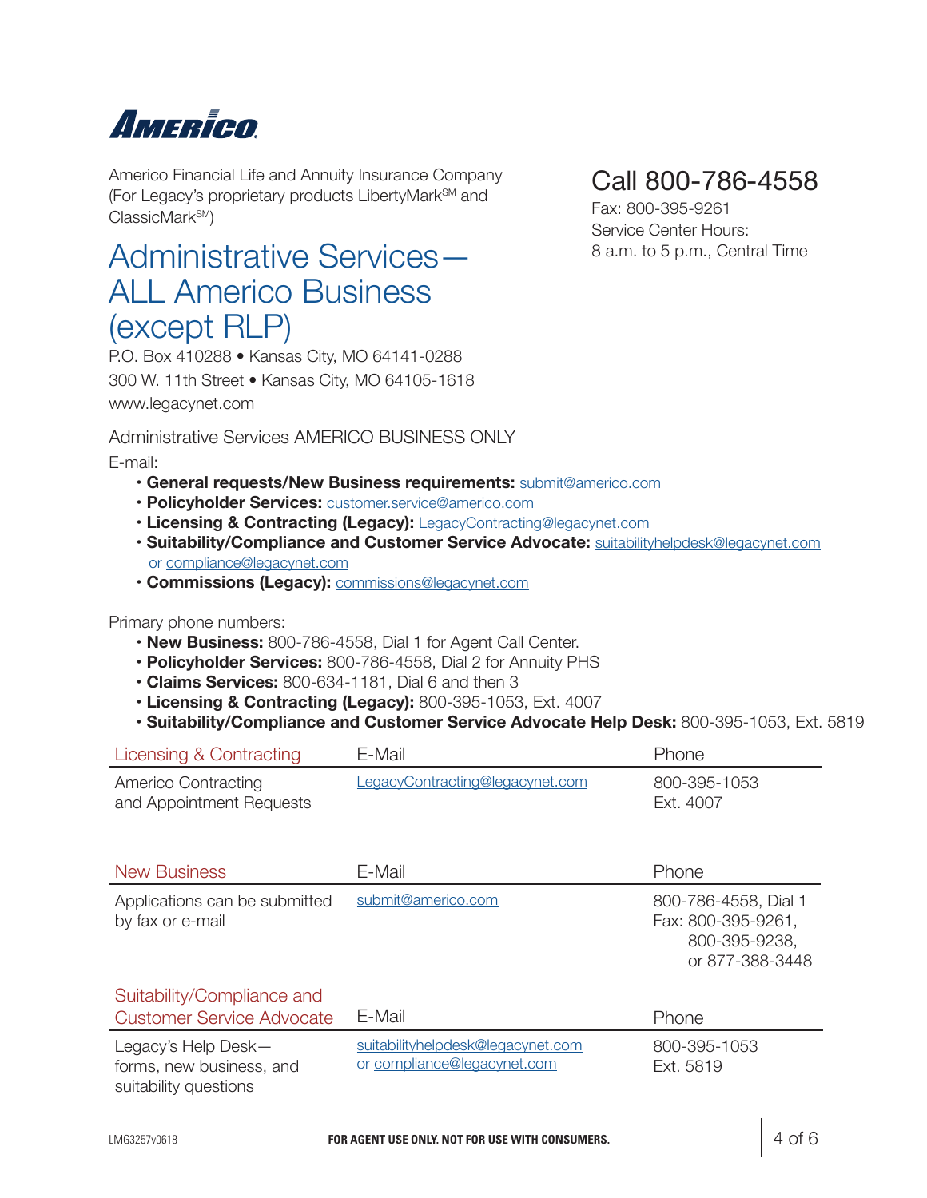**AMERICO**

Americo Financial Life and Annuity Insurance Company (For Legacy's proprietary products LibertyMark℠ and ClassicMark℠)

# Administrative Services—ALL Americo Business (except RLP)

P.O. Box 410288 • Kansas City, MO 64141-0288
300 W. 11th Street • Kansas City, MO 64105-1618
www.legacynet.com

## Call 800-786-4558

Fax: 800-395-9261
Service Center Hours:
8 a.m. to 5 p.m., Central Time

Administrative Services AMERICO BUSINESS ONLY

E-mail:

- **General requests/New Business requirements:** submit@americo.com
- **Policyholder Services:** customer.service@americo.com
- **Licensing & Contracting (Legacy):** LegacyContracting@legacynet.com
- **Suitability/Compliance and Customer Service Advocate:** suitabilityhelpdesk@legacynet.com or compliance@legacynet.com
- **Commissions (Legacy):** commissions@legacynet.com

Primary phone numbers:

- **New Business:** 800-786-4558, Dial 1 for Agent Call Center.
- **Policyholder Services:** 800-786-4558, Dial 2 for Annuity PHS
- **Claims Services:** 800-634-1181, Dial 6 and then 3
- **Licensing & Contracting (Legacy):** 800-395-1053, Ext. 4007
- **Suitability/Compliance and Customer Service Advocate Help Desk:** 800-395-1053, Ext. 5819

| Licensing & Contracting | E-Mail | Phone |
|---|---|---|
| Americo Contracting and Appointment Requests | LegacyContracting@legacynet.com | 800-395-1053 Ext. 4007 |

| New Business | E-Mail | Phone |
|---|---|---|
| Applications can be submitted by fax or e-mail | submit@americo.com | 800-786-4558, Dial 1 Fax: 800-395-9261, 800-395-9238, or 877-388-3448 |

| Suitability/Compliance and Customer Service Advocate | E-Mail | Phone |
|---|---|---|
| Legacy's Help Desk—forms, new business, and suitability questions | suitabilityhelpdesk@legacynet.com or compliance@legacynet.com | 800-395-1053 Ext. 5819 |

LMG3257v0618

**FOR AGENT USE ONLY. NOT FOR USE WITH CONSUMERS.**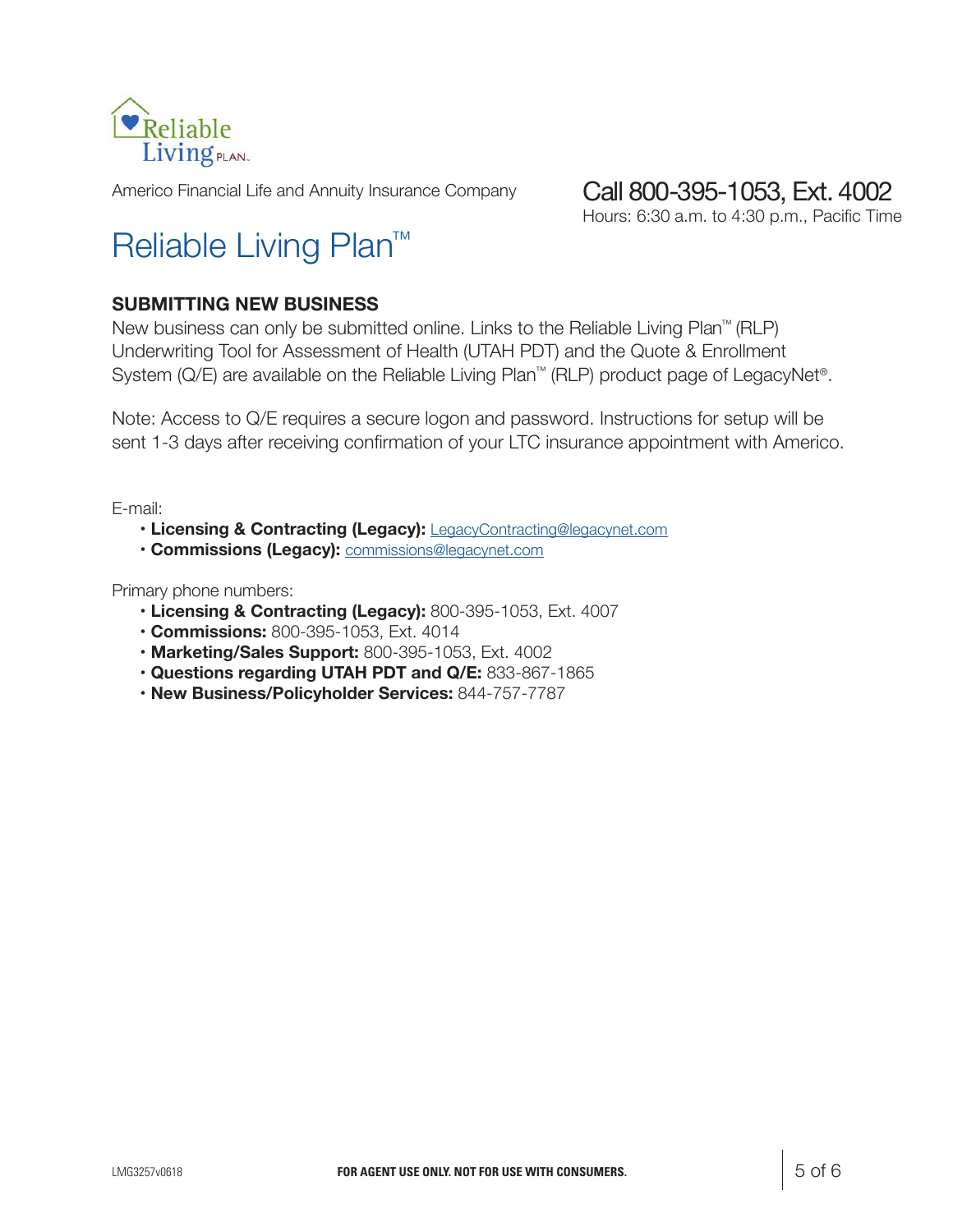Reliable Living PLAN™

Americo Financial Life and Annuity Insurance Company

Call 800-395-1053, Ext. 4002
Hours: 6:30 a.m. to 4:30 p.m., Pacific Time

# Reliable Living Plan™

## SUBMITTING NEW BUSINESS

New business can only be submitted online. Links to the Reliable Living Plan™ (RLP) Underwriting Tool for Assessment of Health (UTAH PDT) and the Quote & Enrollment System (Q/E) are available on the Reliable Living Plan™ (RLP) product page of LegacyNet®.

Note: Access to Q/E requires a secure logon and password. Instructions for setup will be sent 1-3 days after receiving confirmation of your LTC insurance appointment with Americo.

E-mail:

- **Licensing & Contracting (Legacy):** LegacyContracting@legacynet.com
- **Commissions (Legacy):** commissions@legacynet.com

Primary phone numbers:

- **Licensing & Contracting (Legacy):** 800-395-1053, Ext. 4007
- **Commissions:** 800-395-1053, Ext. 4014
- **Marketing/Sales Support:** 800-395-1053, Ext. 4002
- **Questions regarding UTAH PDT and Q/E:** 833-867-1865
- **New Business/Policyholder Services:** 844-757-7787

LMG3257v0618

**FOR AGENT USE ONLY. NOT FOR USE WITH CONSUMERS.**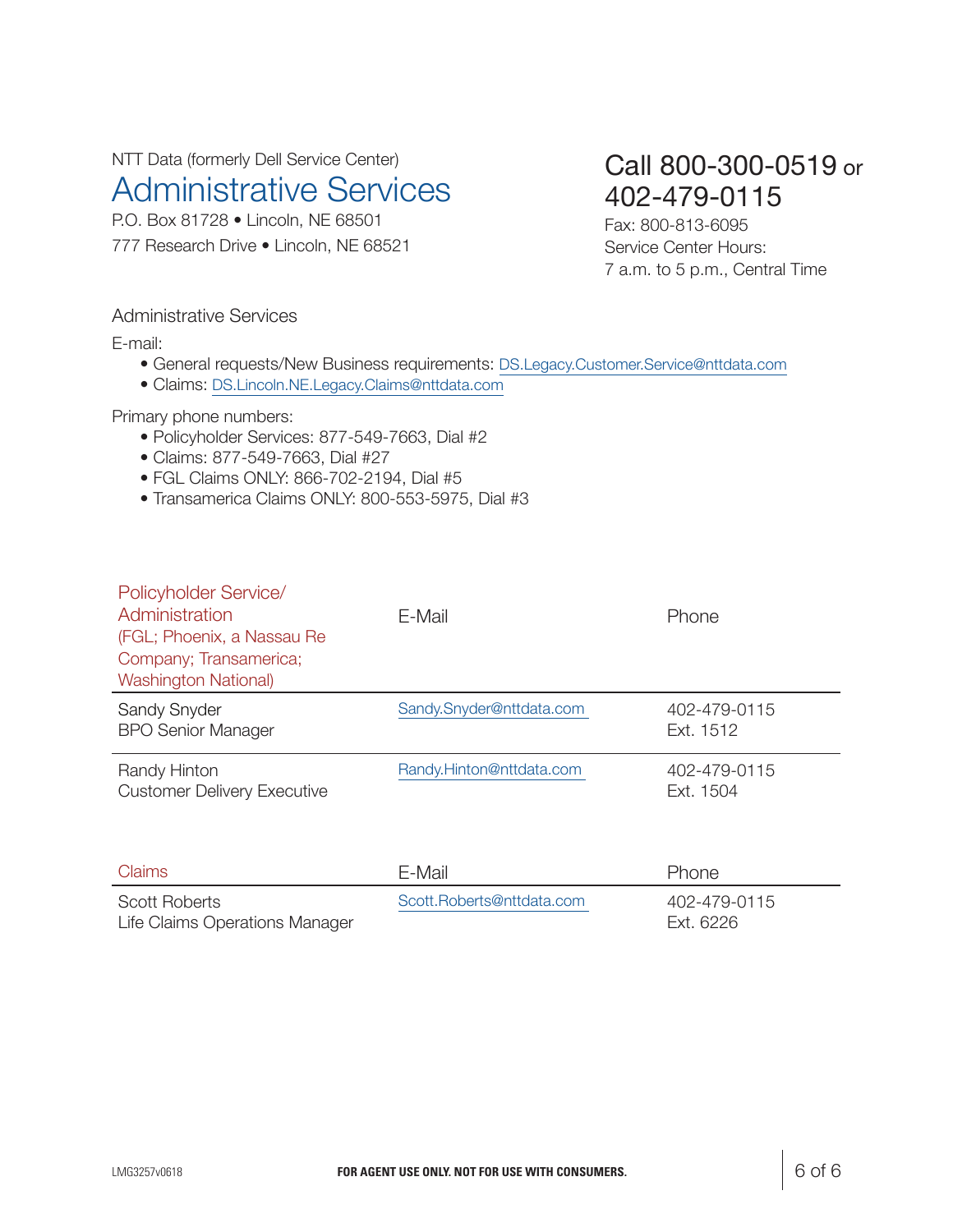NTT Data (formerly Dell Service Center)

# Administrative Services

P.O. Box 81728 • Lincoln, NE 68501

777 Research Drive • Lincoln, NE 68521

## Call 800-300-0519 or 402-479-0115

Fax: 800-813-6095

Service Center Hours:
7 a.m. to 5 p.m., Central Time

Administrative Services

E-mail:

- General requests/New Business requirements: DS.Legacy.Customer.Service@nttdata.com
- Claims: DS.Lincoln.NE.Legacy.Claims@nttdata.com

Primary phone numbers:

- Policyholder Services: 877-549-7663, Dial #2
- Claims: 877-549-7663, Dial #27
- FGL Claims ONLY: 866-702-2194, Dial #5
- Transamerica Claims ONLY: 800-553-5975, Dial #3

| Policyholder Service/ Administration (FGL; Phoenix, a Nassau Re Company; Transamerica; Washington National) | E-Mail | Phone |
|---|---|---|
| Sandy Snyder<br>BPO Senior Manager | Sandy.Snyder@nttdata.com | 402-479-0115<br>Ext. 1512 |
| Randy Hinton<br>Customer Delivery Executive | Randy.Hinton@nttdata.com | 402-479-0115<br>Ext. 1504 |

| Claims | E-Mail | Phone |
|---|---|---|
| Scott Roberts<br>Life Claims Operations Manager | Scott.Roberts@nttdata.com | 402-479-0115<br>Ext. 6226 |

LMG3257v0618

**FOR AGENT USE ONLY. NOT FOR USE WITH CONSUMERS.**